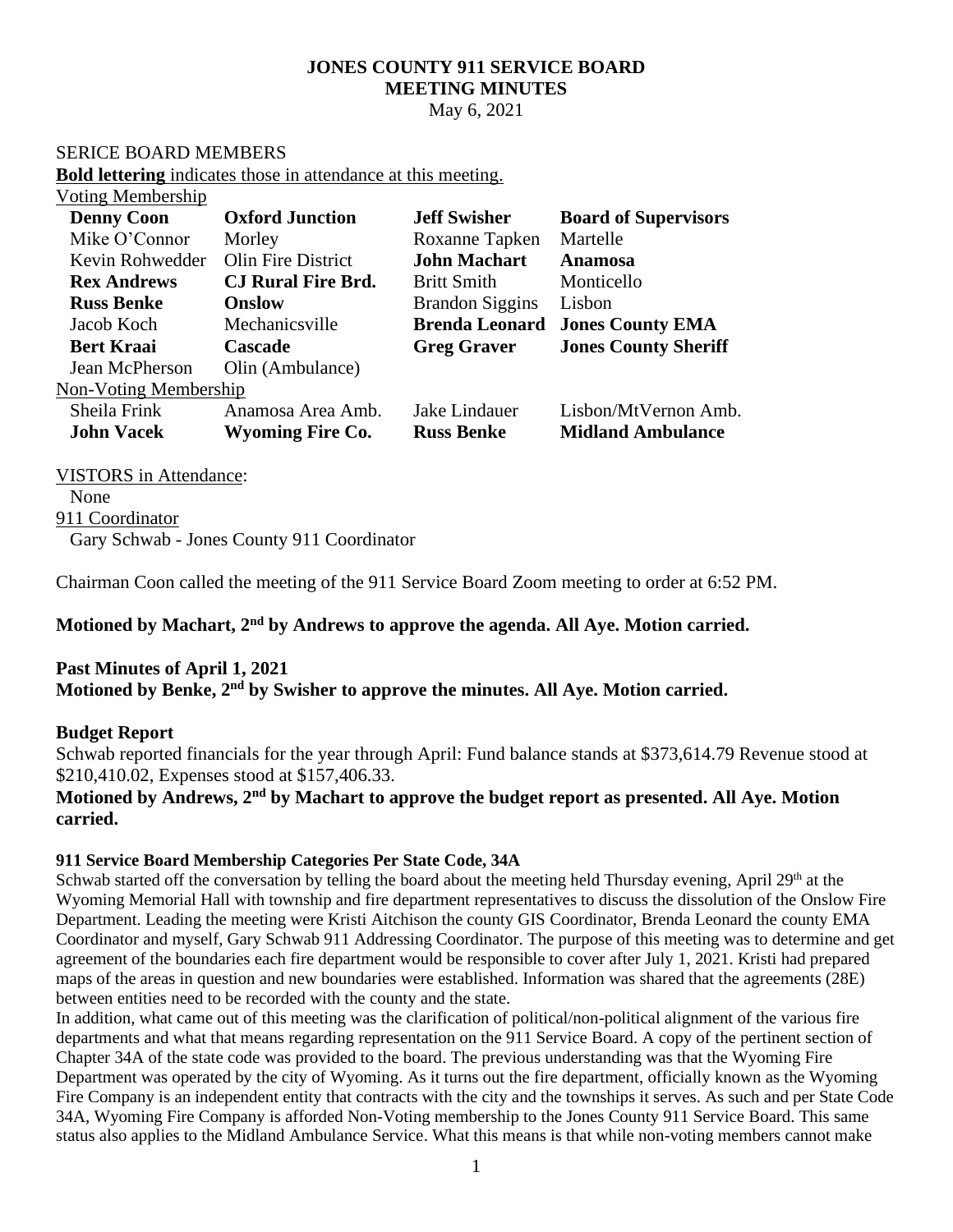# JONES COUNTY 911 SERVICE BOARD
# MEETING MINUTES

May 6, 2021

SERICE BOARD MEMBERS

**Bold lettering** indicates those in attendance at this meeting.

Voting Membership

| | | | |
|---|---|---|---|
| **Denny Coon** | **Oxford Junction** | **Jeff Swisher** | **Board of Supervisors** |
| Mike O'Connor | Morley | Roxanne Tapken | Martelle |
| Kevin Rohwedder | Olin Fire District | **John Machart** | **Anamosa** |
| **Rex Andrews** | **CJ Rural Fire Brd.** | Britt Smith | Monticello |
| **Russ Benke** | **Onslow** | Brandon Siggins | Lisbon |
| Jacob Koch | Mechanicsville | **Brenda Leonard** | **Jones County EMA** |
| **Bert Kraai** | **Cascade** | **Greg Graver** | **Jones County Sheriff** |
| Jean McPherson | Olin (Ambulance) | | |

Non-Voting Membership

| | | | |
|---|---|---|---|
| Sheila Frink | Anamosa Area Amb. | Jake Lindauer | Lisbon/MtVernon Amb. |
| **John Vacek** | **Wyoming Fire Co.** | **Russ Benke** | **Midland Ambulance** |

VISTORS in Attendance:

None

911 Coordinator

Gary Schwab - Jones County 911 Coordinator

Chairman Coon called the meeting of the 911 Service Board Zoom meeting to order at 6:52 PM.

**Motioned by Machart, 2nd by Andrews to approve the agenda. All Aye. Motion carried.**

**Past Minutes of April 1, 2021**

**Motioned by Benke, 2nd by Swisher to approve the minutes. All Aye. Motion carried.**

**Budget Report**

Schwab reported financials for the year through April: Fund balance stands at $373,614.79 Revenue stood at $210,410.02, Expenses stood at $157,406.33.

**Motioned by Andrews, 2nd by Machart to approve the budget report as presented. All Aye. Motion carried.**

**911 Service Board Membership Categories Per State Code, 34A**

Schwab started off the conversation by telling the board about the meeting held Thursday evening, April 29th at the Wyoming Memorial Hall with township and fire department representatives to discuss the dissolution of the Onslow Fire Department. Leading the meeting were Kristi Aitchison the county GIS Coordinator, Brenda Leonard the county EMA Coordinator and myself, Gary Schwab 911 Addressing Coordinator. The purpose of this meeting was to determine and get agreement of the boundaries each fire department would be responsible to cover after July 1, 2021. Kristi had prepared maps of the areas in question and new boundaries were established. Information was shared that the agreements (28E) between entities need to be recorded with the county and the state.

In addition, what came out of this meeting was the clarification of political/non-political alignment of the various fire departments and what that means regarding representation on the 911 Service Board. A copy of the pertinent section of Chapter 34A of the state code was provided to the board. The previous understanding was that the Wyoming Fire Department was operated by the city of Wyoming. As it turns out the fire department, officially known as the Wyoming Fire Company is an independent entity that contracts with the city and the townships it serves. As such and per State Code 34A, Wyoming Fire Company is afforded Non-Voting membership to the Jones County 911 Service Board. This same status also applies to the Midland Ambulance Service. What this means is that while non-voting members cannot make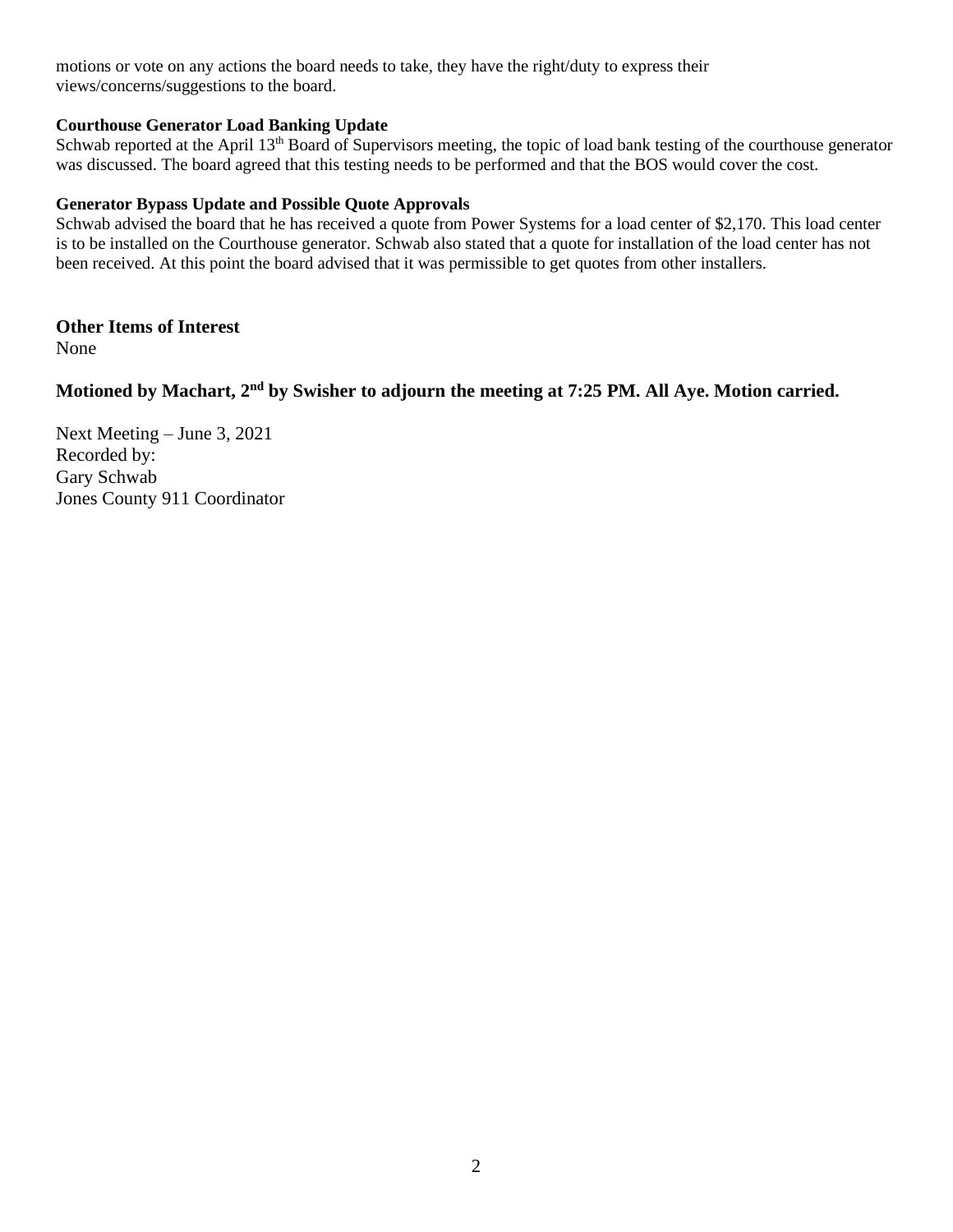motions or vote on any actions the board needs to take, they have the right/duty to express their views/concerns/suggestions to the board.

**Courthouse Generator Load Banking Update**

Schwab reported at the April 13th Board of Supervisors meeting, the topic of load bank testing of the courthouse generator was discussed. The board agreed that this testing needs to be performed and that the BOS would cover the cost.

**Generator Bypass Update and Possible Quote Approvals**

Schwab advised the board that he has received a quote from Power Systems for a load center of $2,170. This load center is to be installed on the Courthouse generator. Schwab also stated that a quote for installation of the load center has not been received. At this point the board advised that it was permissible to get quotes from other installers.

**Other Items of Interest**

None

**Motioned by Machart, 2nd by Swisher to adjourn the meeting at 7:25 PM. All Aye. Motion carried.**

Next Meeting – June 3, 2021
Recorded by:
Gary Schwab
Jones County 911 Coordinator